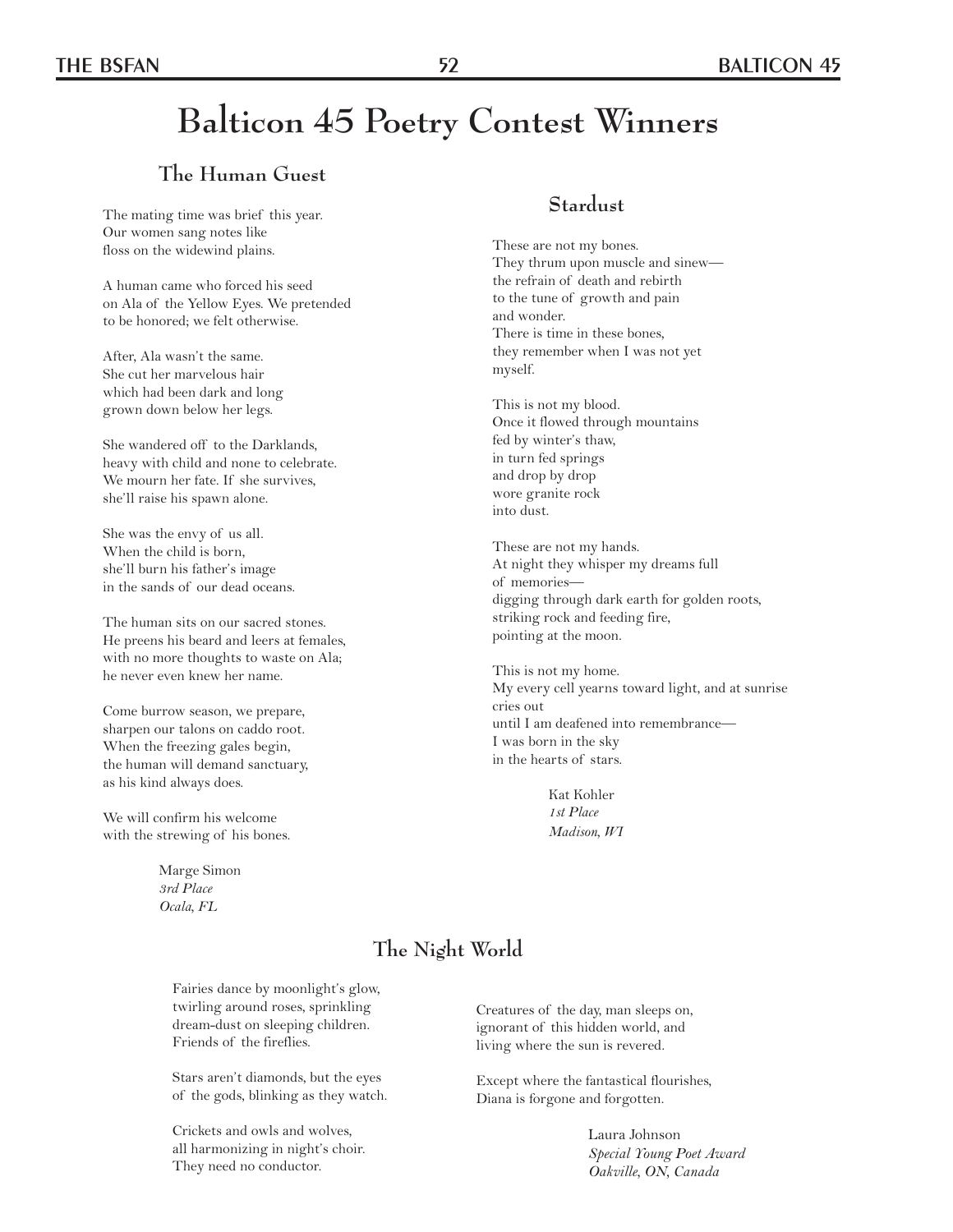# Balticon 45 Poetry Contest Winners

## The Human Guest

The mating time was brief this year.
Our women sang notes like
floss on the widewind plains.

A human came who forced his seed
on Ala of the Yellow Eyes. We pretended
to be honored; we felt otherwise.

After, Ala wasn't the same.
She cut her marvelous hair
which had been dark and long
grown down below her legs.

She wandered off to the Darklands,
heavy with child and none to celebrate.
We mourn her fate. If she survives,
she'll raise his spawn alone.

She was the envy of us all.
When the child is born,
she'll burn his father's image
in the sands of our dead oceans.

The human sits on our sacred stones.
He preens his beard and leers at females,
with no more thoughts to waste on Ala;
he never even knew her name.

Come burrow season, we prepare,
sharpen our talons on caddo root.
When the freezing gales begin,
the human will demand sanctuary,
as his kind always does.

We will confirm his welcome
with the strewing of his bones.

Marge Simon
*3rd Place*
*Ocala, FL*

## Stardust

These are not my bones.
They thrum upon muscle and sinew—
the refrain of death and rebirth
to the tune of growth and pain
and wonder.
There is time in these bones,
they remember when I was not yet
myself.

This is not my blood.
Once it flowed through mountains
fed by winter's thaw,
in turn fed springs
and drop by drop
wore granite rock
into dust.

These are not my hands.
At night they whisper my dreams full
of memories—
digging through dark earth for golden roots,
striking rock and feeding fire,
pointing at the moon.

This is not my home.
My every cell yearns toward light, and at sunrise
cries out
until I am deafened into remembrance—
I was born in the sky
in the hearts of stars.

Kat Kohler
*1st Place*
*Madison, WI*

## The Night World

Fairies dance by moonlight's glow,
twirling around roses, sprinkling
dream-dust on sleeping children.
Friends of the fireflies.

Stars aren't diamonds, but the eyes
of the gods, blinking as they watch.

Crickets and owls and wolves,
all harmonizing in night's choir.
They need no conductor.

Creatures of the day, man sleeps on,
ignorant of this hidden world, and
living where the sun is revered.

Except where the fantastical flourishes,
Diana is forgone and forgotten.

Laura Johnson
*Special Young Poet Award*
*Oakville, ON, Canada*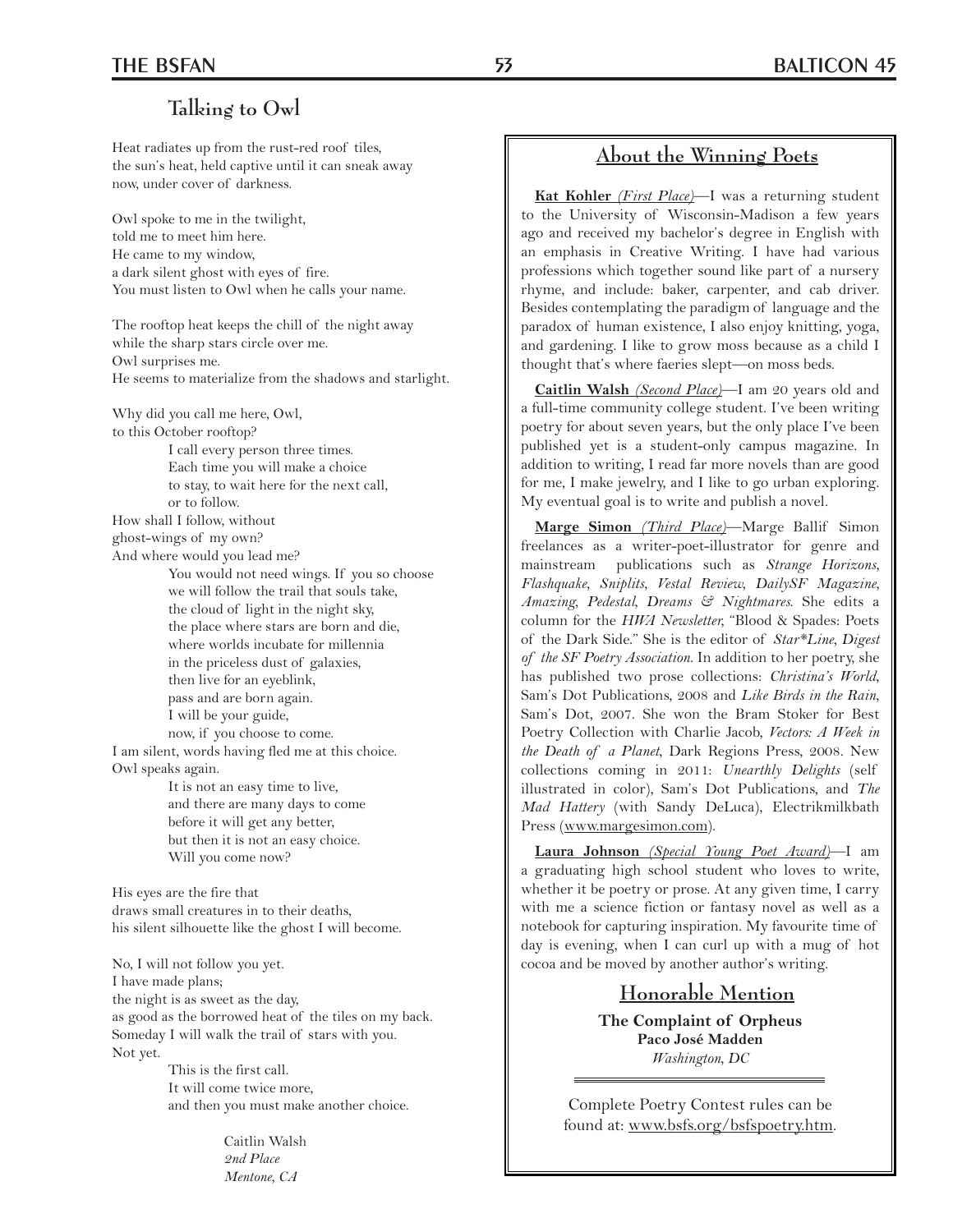## Talking to Owl

Heat radiates up from the rust-red roof tiles,
the sun's heat, held captive until it can sneak away
now, under cover of darkness.

Owl spoke to me in the twilight,
told me to meet him here.
He came to my window,
a dark silent ghost with eyes of fire.
You must listen to Owl when he calls your name.

The rooftop heat keeps the chill of the night away
while the sharp stars circle over me.
Owl surprises me.
He seems to materialize from the shadows and starlight.

Why did you call me here, Owl,
to this October rooftop?
&nbsp;&nbsp;&nbsp;&nbsp;&nbsp;&nbsp;&nbsp;&nbsp;I call every person three times.
&nbsp;&nbsp;&nbsp;&nbsp;&nbsp;&nbsp;&nbsp;&nbsp;Each time you will make a choice
&nbsp;&nbsp;&nbsp;&nbsp;&nbsp;&nbsp;&nbsp;&nbsp;to stay, to wait here for the next call,
&nbsp;&nbsp;&nbsp;&nbsp;&nbsp;&nbsp;&nbsp;&nbsp;or to follow.
How shall I follow, without
ghost-wings of my own?
And where would you lead me?
&nbsp;&nbsp;&nbsp;&nbsp;&nbsp;&nbsp;&nbsp;&nbsp;You would not need wings. If you so choose
&nbsp;&nbsp;&nbsp;&nbsp;&nbsp;&nbsp;&nbsp;&nbsp;we will follow the trail that souls take,
&nbsp;&nbsp;&nbsp;&nbsp;&nbsp;&nbsp;&nbsp;&nbsp;the cloud of light in the night sky,
&nbsp;&nbsp;&nbsp;&nbsp;&nbsp;&nbsp;&nbsp;&nbsp;the place where stars are born and die,
&nbsp;&nbsp;&nbsp;&nbsp;&nbsp;&nbsp;&nbsp;&nbsp;where worlds incubate for millennia
&nbsp;&nbsp;&nbsp;&nbsp;&nbsp;&nbsp;&nbsp;&nbsp;in the priceless dust of galaxies,
&nbsp;&nbsp;&nbsp;&nbsp;&nbsp;&nbsp;&nbsp;&nbsp;then live for an eyeblink,
&nbsp;&nbsp;&nbsp;&nbsp;&nbsp;&nbsp;&nbsp;&nbsp;pass and are born again.
&nbsp;&nbsp;&nbsp;&nbsp;&nbsp;&nbsp;&nbsp;&nbsp;I will be your guide,
&nbsp;&nbsp;&nbsp;&nbsp;&nbsp;&nbsp;&nbsp;&nbsp;now, if you choose to come.
I am silent, words having fled me at this choice.
Owl speaks again.
&nbsp;&nbsp;&nbsp;&nbsp;&nbsp;&nbsp;&nbsp;&nbsp;It is not an easy time to live,
&nbsp;&nbsp;&nbsp;&nbsp;&nbsp;&nbsp;&nbsp;&nbsp;and there are many days to come
&nbsp;&nbsp;&nbsp;&nbsp;&nbsp;&nbsp;&nbsp;&nbsp;before it will get any better,
&nbsp;&nbsp;&nbsp;&nbsp;&nbsp;&nbsp;&nbsp;&nbsp;but then it is not an easy choice.
&nbsp;&nbsp;&nbsp;&nbsp;&nbsp;&nbsp;&nbsp;&nbsp;Will you come now?

His eyes are the fire that
draws small creatures in to their deaths,
his silent silhouette like the ghost I will become.

No, I will not follow you yet.
I have made plans;
the night is as sweet as the day,
as good as the borrowed heat of the tiles on my back.
Someday I will walk the trail of stars with you.
Not yet.
&nbsp;&nbsp;&nbsp;&nbsp;&nbsp;&nbsp;&nbsp;&nbsp;This is the first call.
&nbsp;&nbsp;&nbsp;&nbsp;&nbsp;&nbsp;&nbsp;&nbsp;It will come twice more,
&nbsp;&nbsp;&nbsp;&nbsp;&nbsp;&nbsp;&nbsp;&nbsp;and then you must make another choice.

Caitlin Walsh
*2nd Place*
*Mentone, CA*

## About the Winning Poets

**Kat Kohler** *(First Place)*—I was a returning student to the University of Wisconsin-Madison a few years ago and received my bachelor's degree in English with an emphasis in Creative Writing. I have had various professions which together sound like part of a nursery rhyme, and include: baker, carpenter, and cab driver. Besides contemplating the paradigm of language and the paradox of human existence, I also enjoy knitting, yoga, and gardening. I like to grow moss because as a child I thought that's where faeries slept—on moss beds.

**Caitlin Walsh** *(Second Place)*—I am 20 years old and a full-time community college student. I've been writing poetry for about seven years, but the only place I've been published yet is a student-only campus magazine. In addition to writing, I read far more novels than are good for me, I make jewelry, and I like to go urban exploring. My eventual goal is to write and publish a novel.

**Marge Simon** *(Third Place)*—Marge Ballif Simon freelances as a writer-poet-illustrator for genre and mainstream publications such as *Strange Horizons*, *Flashquake*, *Sniplits*, *Vestal Review*, *DailySF Magazine*, *Amazing*, *Pedestal*, *Dreams & Nightmares*. She edits a column for the *HWA Newsletter*, "Blood & Spades: Poets of the Dark Side." She is the editor of *Star*Line*, *Digest of the SF Poetry Association*. In addition to her poetry, she has published two prose collections: *Christina's World*, Sam's Dot Publications, 2008 and *Like Birds in the Rain*, Sam's Dot, 2007. She won the Bram Stoker for Best Poetry Collection with Charlie Jacob, *Vectors: A Week in the Death of a Planet*, Dark Regions Press, 2008. New collections coming in 2011: *Unearthly Delights* (self illustrated in color), Sam's Dot Publications, and *The Mad Hattery* (with Sandy DeLuca), Electrikmilkbath Press (www.margesimon.com).

**Laura Johnson** *(Special Young Poet Award)*—I am a graduating high school student who loves to write, whether it be poetry or prose. At any given time, I carry with me a science fiction or fantasy novel as well as a notebook for capturing inspiration. My favourite time of day is evening, when I can curl up with a mug of hot cocoa and be moved by another author's writing.

## Honorable Mention

**The Complaint of Orpheus**
**Paco José Madden**
*Washington, DC*

Complete Poetry Contest rules can be found at: www.bsfs.org/bsfspoetry.htm.